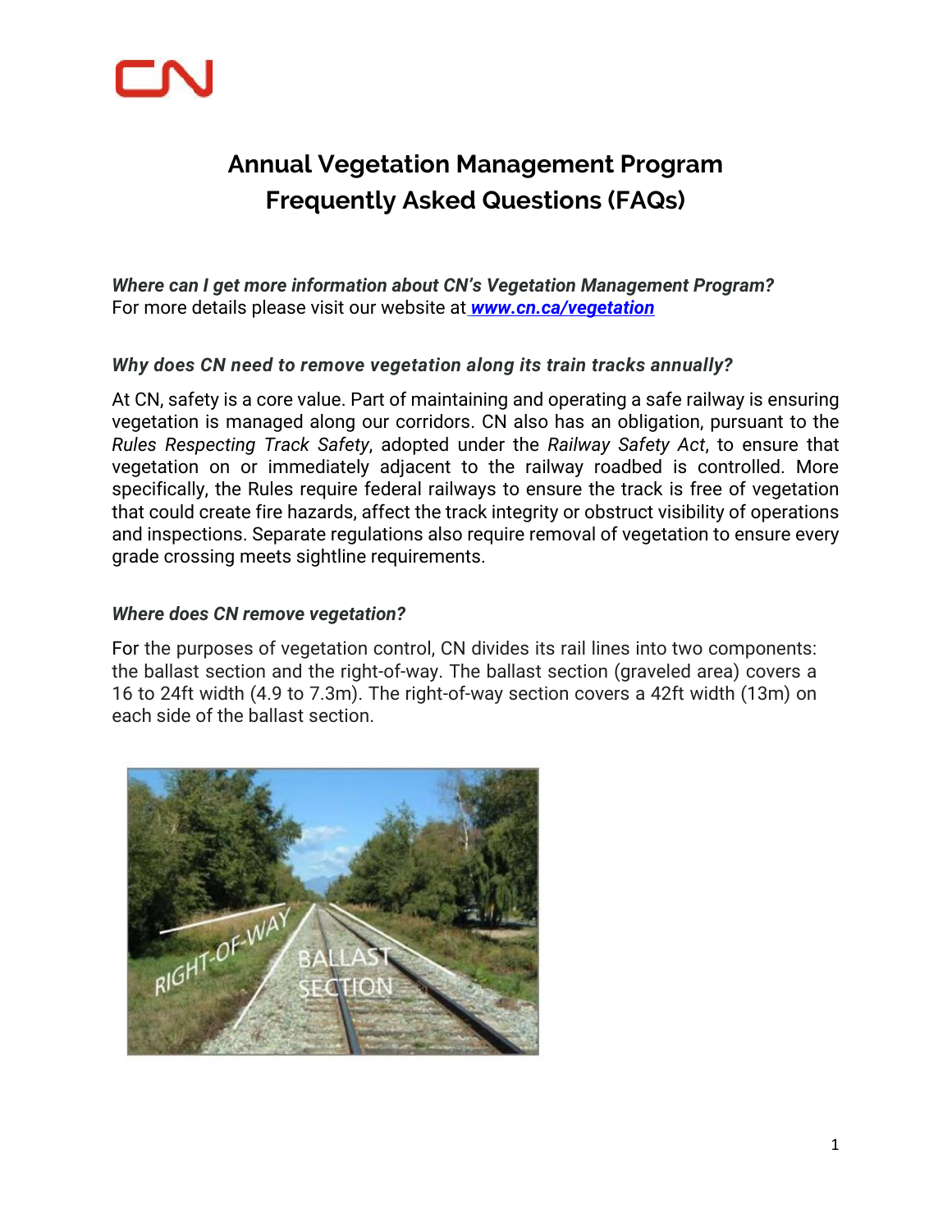# Annual Vegetation Management Program Frequently Asked Questions (FAQs)

***Where can I get more information about CN's Vegetation Management Program?***
For more details please visit our website at [***www.cn.ca/vegetation***](http://www.cn.ca/vegetation)

### *Why does CN need to remove vegetation along its train tracks annually?*

At CN, safety is a core value. Part of maintaining and operating a safe railway is ensuring vegetation is managed along our corridors. CN also has an obligation, pursuant to the *Rules Respecting Track Safety*, adopted under the *Railway Safety Act*, to ensure that vegetation on or immediately adjacent to the railway roadbed is controlled. More specifically, the Rules require federal railways to ensure the track is free of vegetation that could create fire hazards, affect the track integrity or obstruct visibility of operations and inspections. Separate regulations also require removal of vegetation to ensure every grade crossing meets sightline requirements.

### *Where does CN remove vegetation?*

For the purposes of vegetation control, CN divides its rail lines into two components: the ballast section and the right-of-way. The ballast section (graveled area) covers a 16 to 24ft width (4.9 to 7.3m). The right-of-way section covers a 42ft width (13m) on each side of the ballast section.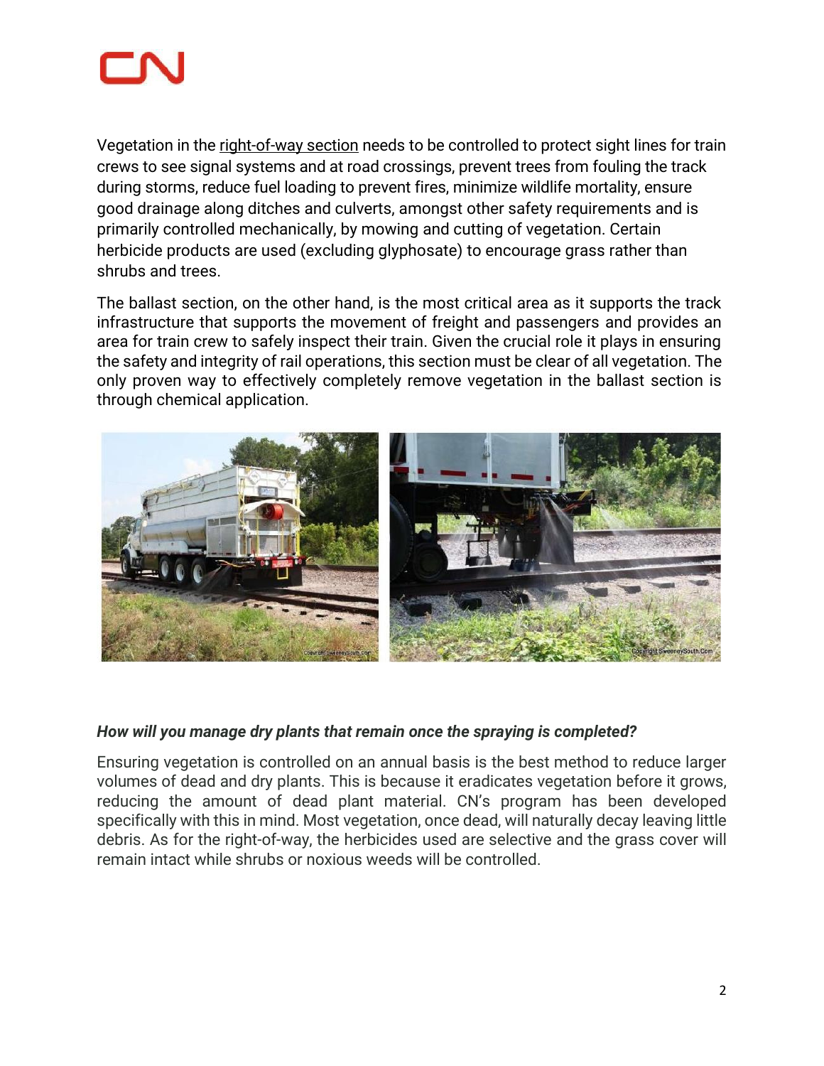Vegetation in the right-of-way section needs to be controlled to protect sight lines for train crews to see signal systems and at road crossings, prevent trees from fouling the track during storms, reduce fuel loading to prevent fires, minimize wildlife mortality, ensure good drainage along ditches and culverts, amongst other safety requirements and is primarily controlled mechanically, by mowing and cutting of vegetation. Certain herbicide products are used (excluding glyphosate) to encourage grass rather than shrubs and trees.

The ballast section, on the other hand, is the most critical area as it supports the track infrastructure that supports the movement of freight and passengers and provides an area for train crew to safely inspect their train. Given the crucial role it plays in ensuring the safety and integrity of rail operations, this section must be clear of all vegetation. The only proven way to effectively completely remove vegetation in the ballast section is through chemical application.

***How will you manage dry plants that remain once the spraying is completed?***

Ensuring vegetation is controlled on an annual basis is the best method to reduce larger volumes of dead and dry plants. This is because it eradicates vegetation before it grows, reducing the amount of dead plant material. CN's program has been developed specifically with this in mind. Most vegetation, once dead, will naturally decay leaving little debris. As for the right-of-way, the herbicides used are selective and the grass cover will remain intact while shrubs or noxious weeds will be controlled.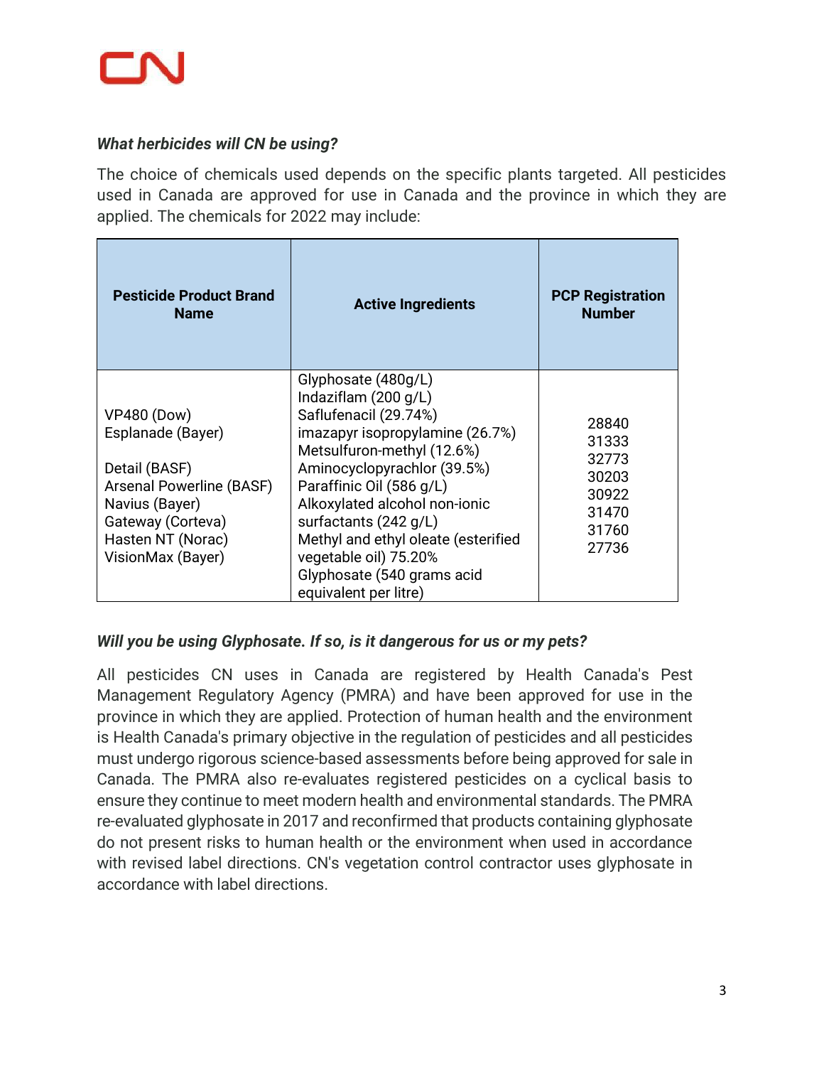***What herbicides will CN be using?***

The choice of chemicals used depends on the specific plants targeted. All pesticides used in Canada are approved for use in Canada and the province in which they are applied. The chemicals for 2022 may include:

| Pesticide Product Brand Name | Active Ingredients | PCP Registration Number |
|---|---|---|
| VP480 (Dow)<br>Esplanade (Bayer)<br><br>Detail (BASF)<br>Arsenal Powerline (BASF)<br>Navius (Bayer)<br>Gateway (Corteva)<br>Hasten NT (Norac)<br>VisionMax (Bayer) | Glyphosate (480g/L)<br>Indaziflam (200 g/L)<br>Saflufenacil (29.74%)<br>imazapyr isopropylamine (26.7%)<br>Metsulfuron-methyl (12.6%)<br>Aminocyclopyrachlor (39.5%)<br>Paraffinic Oil (586 g/L)<br>Alkoxylated alcohol non-ionic surfactants (242 g/L)<br>Methyl and ethyl oleate (esterified vegetable oil) 75.20%<br>Glyphosate (540 grams acid equivalent per litre) | 28840<br>31333<br>32773<br>30203<br>30922<br>31470<br>31760<br>27736 |

***Will you be using Glyphosate. If so, is it dangerous for us or my pets?***

All pesticides CN uses in Canada are registered by Health Canada's Pest Management Regulatory Agency (PMRA) and have been approved for use in the province in which they are applied. Protection of human health and the environment is Health Canada's primary objective in the regulation of pesticides and all pesticides must undergo rigorous science-based assessments before being approved for sale in Canada. The PMRA also re-evaluates registered pesticides on a cyclical basis to ensure they continue to meet modern health and environmental standards. The PMRA re-evaluated glyphosate in 2017 and reconfirmed that products containing glyphosate do not present risks to human health or the environment when used in accordance with revised label directions. CN's vegetation control contractor uses glyphosate in accordance with label directions.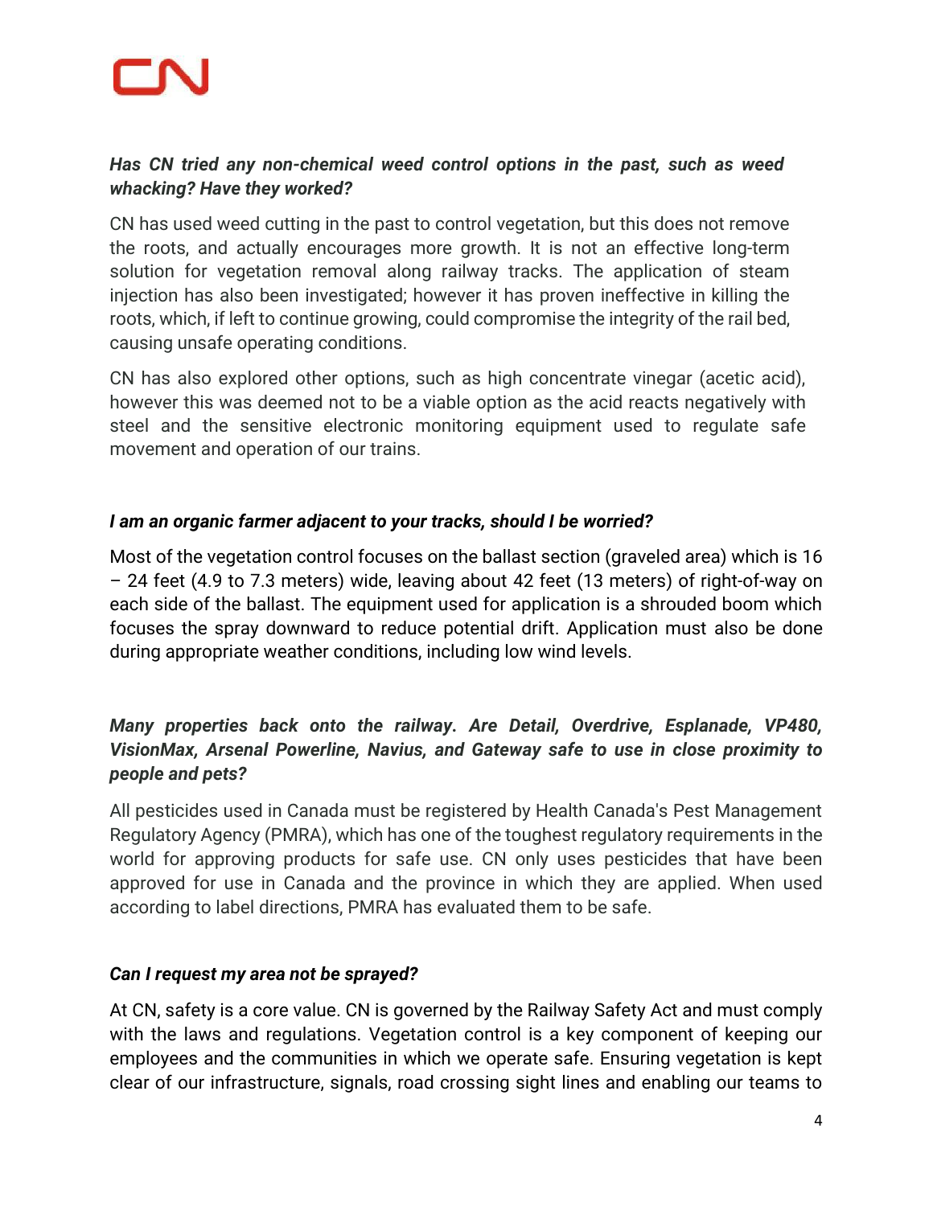***Has CN tried any non-chemical weed control options in the past, such as weed whacking? Have they worked?***

CN has used weed cutting in the past to control vegetation, but this does not remove the roots, and actually encourages more growth. It is not an effective long-term solution for vegetation removal along railway tracks. The application of steam injection has also been investigated; however it has proven ineffective in killing the roots, which, if left to continue growing, could compromise the integrity of the rail bed, causing unsafe operating conditions.

CN has also explored other options, such as high concentrate vinegar (acetic acid), however this was deemed not to be a viable option as the acid reacts negatively with steel and the sensitive electronic monitoring equipment used to regulate safe movement and operation of our trains.

***I am an organic farmer adjacent to your tracks, should I be worried?***

Most of the vegetation control focuses on the ballast section (graveled area) which is 16 – 24 feet (4.9 to 7.3 meters) wide, leaving about 42 feet (13 meters) of right-of-way on each side of the ballast. The equipment used for application is a shrouded boom which focuses the spray downward to reduce potential drift. Application must also be done during appropriate weather conditions, including low wind levels.

***Many properties back onto the railway. Are Detail, Overdrive, Esplanade, VP480, VisionMax, Arsenal Powerline, Navius, and Gateway safe to use in close proximity to people and pets?***

All pesticides used in Canada must be registered by Health Canada's Pest Management Regulatory Agency (PMRA), which has one of the toughest regulatory requirements in the world for approving products for safe use. CN only uses pesticides that have been approved for use in Canada and the province in which they are applied. When used according to label directions, PMRA has evaluated them to be safe.

***Can I request my area not be sprayed?***

At CN, safety is a core value. CN is governed by the Railway Safety Act and must comply with the laws and regulations. Vegetation control is a key component of keeping our employees and the communities in which we operate safe. Ensuring vegetation is kept clear of our infrastructure, signals, road crossing sight lines and enabling our teams to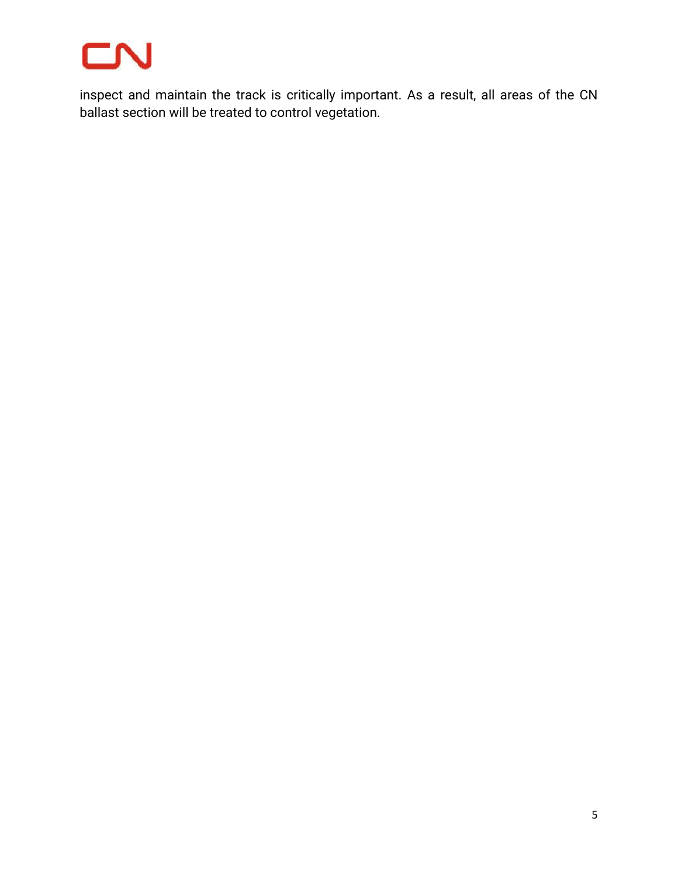inspect and maintain the track is critically important. As a result, all areas of the CN ballast section will be treated to control vegetation.